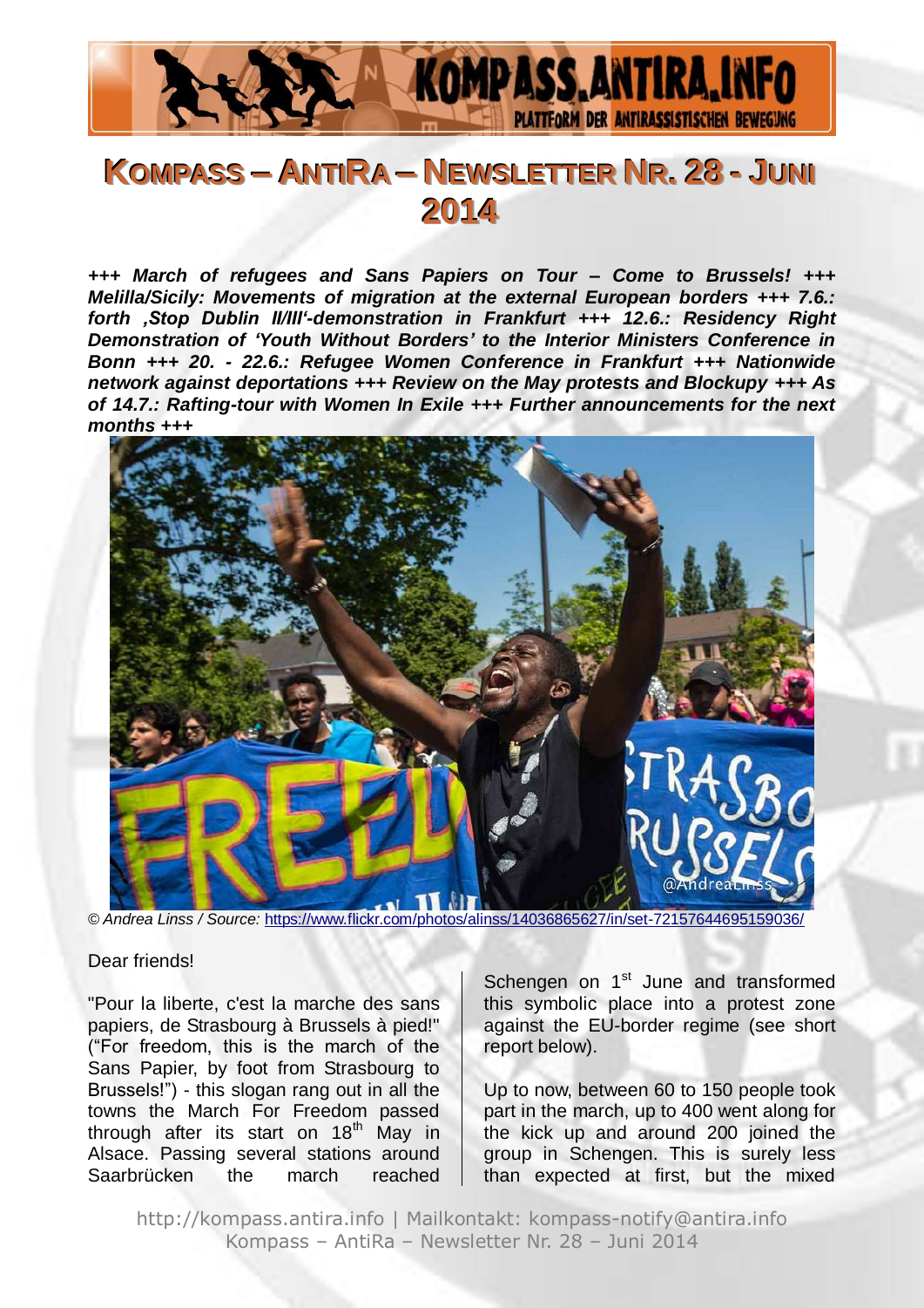# Kompass – AntiRa – Newsletter Nr. 28 - Juni 2014

***+++ March of refugees and Sans Papiers on Tour – Come to Brussels! +++ Melilla/Sicily: Movements of migration at the external European borders +++ 7.6.: forth ‚Stop Dublin II/III'-demonstration in Frankfurt +++ 12.6.: Residency Right Demonstration of 'Youth Without Borders' to the Interior Ministers Conference in Bonn +++ 20. - 22.6.: Refugee Women Conference in Frankfurt +++ Nationwide network against deportations +++ Review on the May protests and Blockupy +++ As of 14.7.: Rafting-tour with Women In Exile +++ Further announcements for the next months +++***

*© Andrea Linss / Source:* https://www.flickr.com/photos/alinss/14036865627/in/set-72157644695159036/

Dear friends!

"Pour la liberte, c'est la marche des sans papiers, de Strasbourg à Brussels à pied!" ("For freedom, this is the march of the Sans Papier, by foot from Strasbourg to Brussels!") - this slogan rang out in all the towns the March For Freedom passed through after its start on 18th May in Alsace. Passing several stations around Saarbrücken the march reached Schengen on 1st June and transformed this symbolic place into a protest zone against the EU-border regime (see short report below).

Up to now, between 60 to 150 people took part in the march, up to 400 went along for the kick up and around 200 joined the group in Schengen. This is surely less than expected at first, but the mixed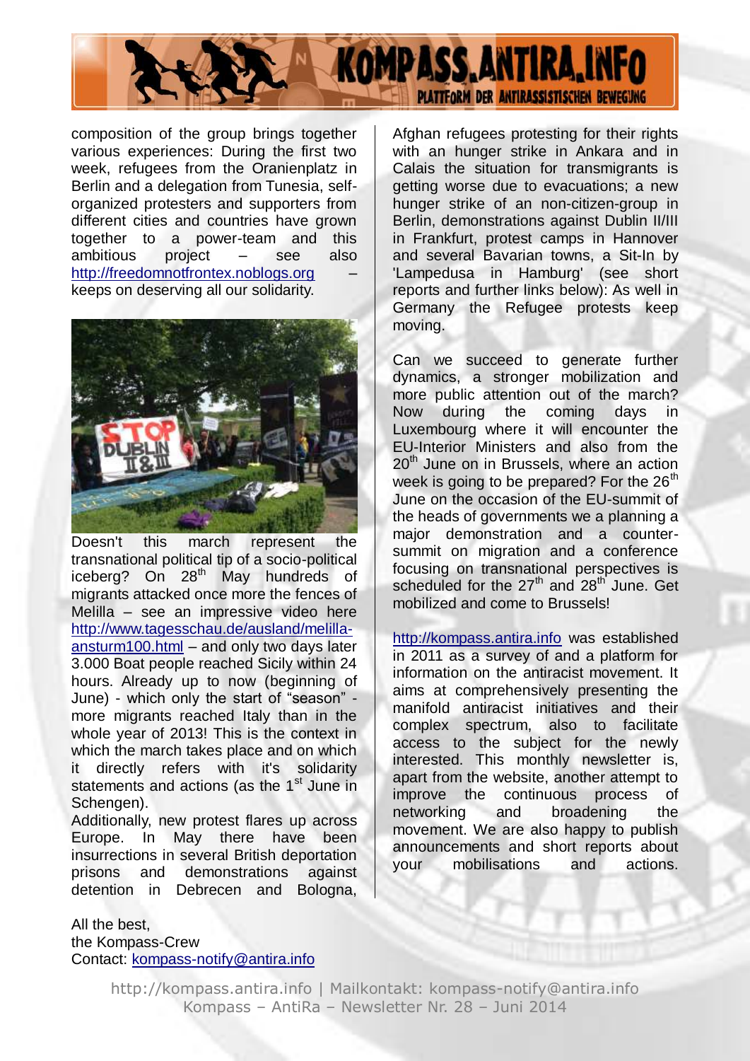composition of the group brings together various experiences: During the first two week, refugees from the Oranienplatz in Berlin and a delegation from Tunesia, self-organized protesters and supporters from different cities and countries have grown together to a power-team and this ambitious project – see also http://freedomnotfrontex.noblogs.org – keeps on deserving all our solidarity.

Doesn't this march represent the transnational political tip of a socio-political iceberg? On 28th May hundreds of migrants attacked once more the fences of Melilla – see an impressive video here http://www.tagesschau.de/ausland/melilla-ansturm100.html – and only two days later 3.000 Boat people reached Sicily within 24 hours. Already up to now (beginning of June) - which only the start of "season" - more migrants reached Italy than in the whole year of 2013! This is the context in which the march takes place and on which it directly refers with it's solidarity statements and actions (as the 1st June in Schengen).

Additionally, new protest flares up across Europe. In May there have been insurrections in several British deportation prisons and demonstrations against detention in Debrecen and Bologna, Afghan refugees protesting for their rights with an hunger strike in Ankara and in Calais the situation for transmigrants is getting worse due to evacuations; a new hunger strike of an non-citizen-group in Berlin, demonstrations against Dublin II/III in Frankfurt, protest camps in Hannover and several Bavarian towns, a Sit-In by 'Lampedusa in Hamburg' (see short reports and further links below): As well in Germany the Refugee protests keep moving.

Can we succeed to generate further dynamics, a stronger mobilization and more public attention out of the march? Now during the coming days in Luxembourg where it will encounter the EU-Interior Ministers and also from the 20th June on in Brussels, where an action week is going to be prepared? For the 26th June on the occasion of the EU-summit of the heads of governments we a planning a major demonstration and a counter-summit on migration and a conference focusing on transnational perspectives is scheduled for the 27th and 28th June. Get mobilized and come to Brussels!

http://kompass.antira.info was established in 2011 as a survey of and a platform for information on the antiracist movement. It aims at comprehensively presenting the manifold antiracist initiatives and their complex spectrum, also to facilitate access to the subject for the newly interested. This monthly newsletter is, apart from the website, another attempt to improve the continuous process of networking and broadening the movement. We are also happy to publish announcements and short reports about your mobilisations and actions.

All the best,
the Kompass-Crew
Contact: kompass-notify@antira.info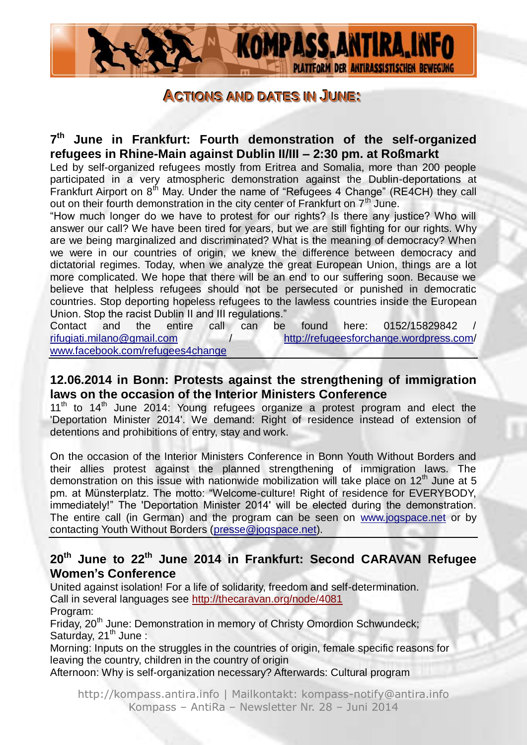## Actions and dates in June:

### 7th June in Frankfurt: Fourth demonstration of the self-organized refugees in Rhine-Main against Dublin II/III – 2:30 pm. at Roßmarkt

Led by self-organized refugees mostly from Eritrea and Somalia, more than 200 people participated in a very atmospheric demonstration against the Dublin-deportations at Frankfurt Airport on 8th May. Under the name of "Refugees 4 Change" (RE4CH) they call out on their fourth demonstration in the city center of Frankfurt on 7th June.

"How much longer do we have to protest for our rights? Is there any justice? Who will answer our call? We have been tired for years, but we are still fighting for our rights. Why are we being marginalized and discriminated? What is the meaning of democracy? When we were in our countries of origin, we knew the difference between democracy and dictatorial regimes. Today, when we analyze the great European Union, things are a lot more complicated. We hope that there will be an end to our suffering soon. Because we believe that helpless refugees should not be persecuted or punished in democratic countries. Stop deporting hopeless refugees to the lawless countries inside the European Union. Stop the racist Dublin II and III regulations."

Contact and the entire call can be found here: 0152/15829842 / rifugiati.milano@gmail.com / http://refugeesforchange.wordpress.com/ www.facebook.com/refugees4change

---

### 12.06.2014 in Bonn: Protests against the strengthening of immigration laws on the occasion of the Interior Ministers Conference

11th to 14th June 2014: Young refugees organize a protest program and elect the 'Deportation Minister 2014'. We demand: Right of residence instead of extension of detentions and prohibitions of entry, stay and work.

On the occasion of the Interior Ministers Conference in Bonn Youth Without Borders and their allies protest against the planned strengthening of immigration laws. The demonstration on this issue with nationwide mobilization will take place on 12th June at 5 pm. at Münsterplatz. The motto: "Welcome-culture! Right of residence for EVERYBODY, immediately!" The 'Deportation Minister 2014' will be elected during the demonstration. The entire call (in German) and the program can be seen on www.jogspace.net or by contacting Youth Without Borders (presse@jogspace.net).

---

### 20th June to 22th June 2014 in Frankfurt: Second CARAVAN Refugee Women's Conference

United against isolation! For a life of solidarity, freedom and self-determination.
Call in several languages see http://thecaravan.org/node/4081
Program:
Friday, 20th June: Demonstration in memory of Christy Omordion Schwundeck;
Saturday, 21th June :
Morning: Inputs on the struggles in the countries of origin, female specific reasons for leaving the country, children in the country of origin
Afternoon: Why is self-organization necessary? Afterwards: Cultural program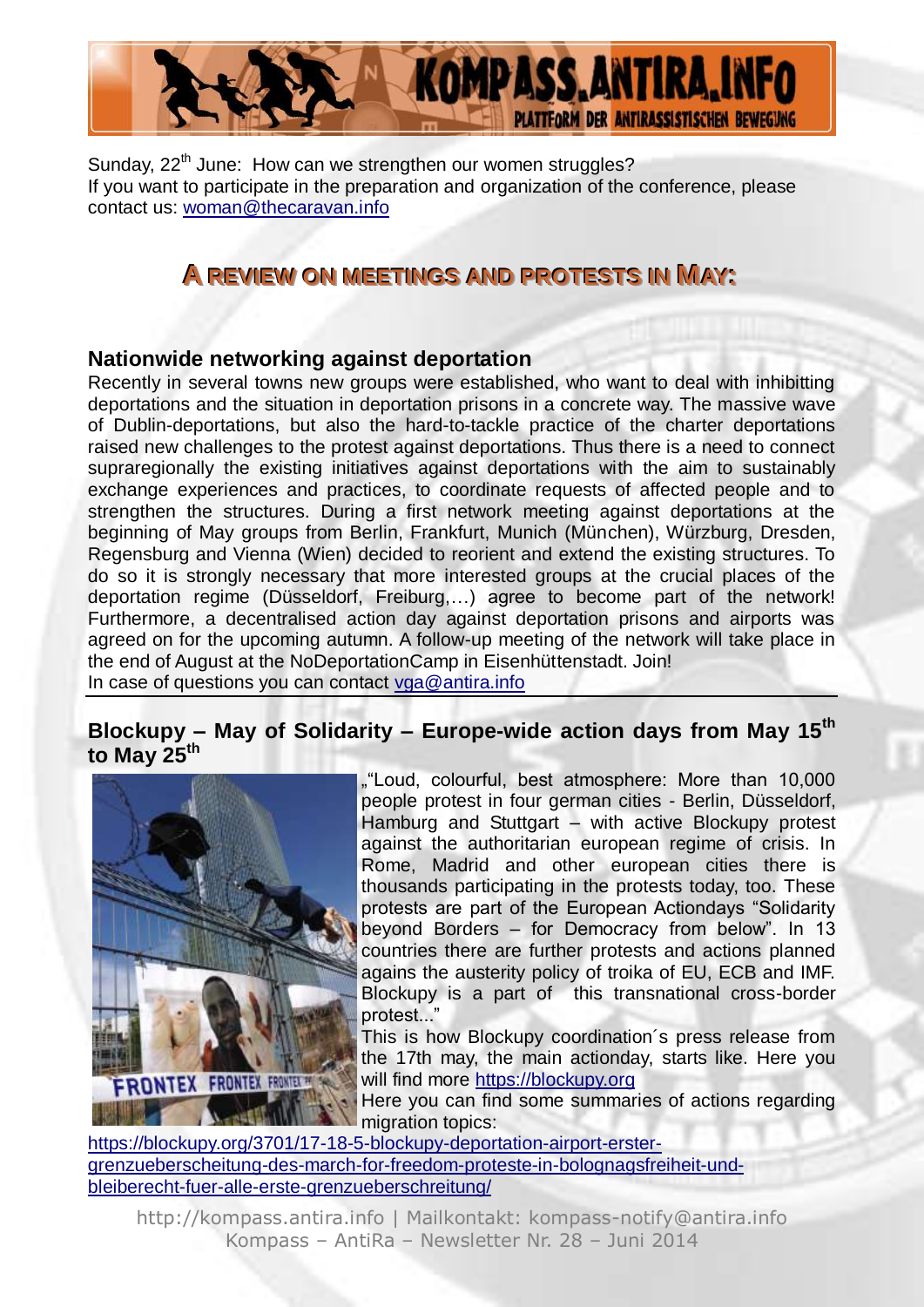Sunday, 22th June: How can we strengthen our women struggles?
If you want to participate in the preparation and organization of the conference, please contact us: woman@thecaravan.info

## A REVIEW ON MEETINGS AND PROTESTS IN MAY:

### Nationwide networking against deportation

Recently in several towns new groups were established, who want to deal with inhibitting deportations and the situation in deportation prisons in a concrete way. The massive wave of Dublin-deportations, but also the hard-to-tackle practice of the charter deportations raised new challenges to the protest against deportations. Thus there is a need to connect supraregionally the existing initiatives against deportations with the aim to sustainably exchange experiences and practices, to coordinate requests of affected people and to strengthen the structures. During a first network meeting against deportations at the beginning of May groups from Berlin, Frankfurt, Munich (München), Würzburg, Dresden, Regensburg and Vienna (Wien) decided to reorient and extend the existing structures. To do so it is strongly necessary that more interested groups at the crucial places of the deportation regime (Düsseldorf, Freiburg,…) agree to become part of the network! Furthermore, a decentralised action day against deportation prisons and airports was agreed on for the upcoming autumn. A follow-up meeting of the network will take place in the end of August at the NoDeportationCamp in Eisenhüttenstadt. Join!
In case of questions you can contact vga@antira.info

### Blockupy – May of Solidarity – Europe-wide action days from May 15th to May 25th

„"Loud, colourful, best atmosphere: More than 10,000 people protest in four german cities - Berlin, Düsseldorf, Hamburg and Stuttgart – with active Blockupy protest against the authoritarian european regime of crisis. In Rome, Madrid and other european cities there is thousands participating in the protests today, too. These protests are part of the European Actiondays "Solidarity beyond Borders – for Democracy from below". In 13 countries there are further protests and actions planned agains the austerity policy of troika of EU, ECB and IMF. Blockupy is a part of this transnational cross-border protest..."

This is how Blockupy coordination´s press release from the 17th may, the main actionday, starts like. Here you will find more https://blockupy.org

Here you can find some summaries of actions regarding migration topics:
https://blockupy.org/3701/17-18-5-blockupy-deportation-airport-erster-grenzueberscheitung-des-march-for-freedom-proteste-in-bolognagsfreiheit-und-bleiberecht-fuer-alle-erste-grenzueberschreitung/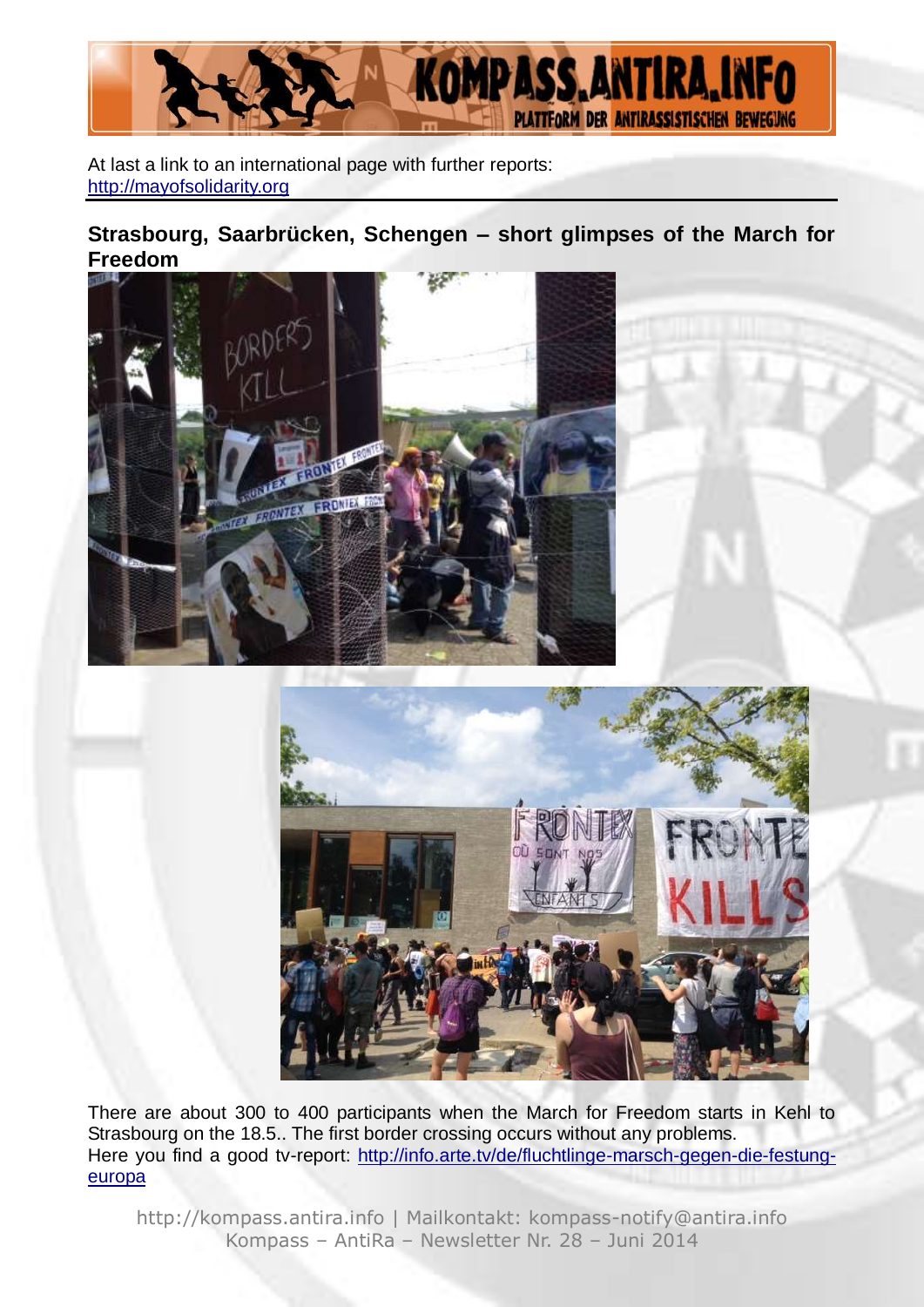At last a link to an international page with further reports: http://mayofsolidarity.org

## Strasbourg, Saarbrücken, Schengen – short glimpses of the March for Freedom

There are about 300 to 400 participants when the March for Freedom starts in Kehl to Strasbourg on the 18.5.. The first border crossing occurs without any problems.
Here you find a good tv-report: http://info.arte.tv/de/fluchtlinge-marsch-gegen-die-festung-europa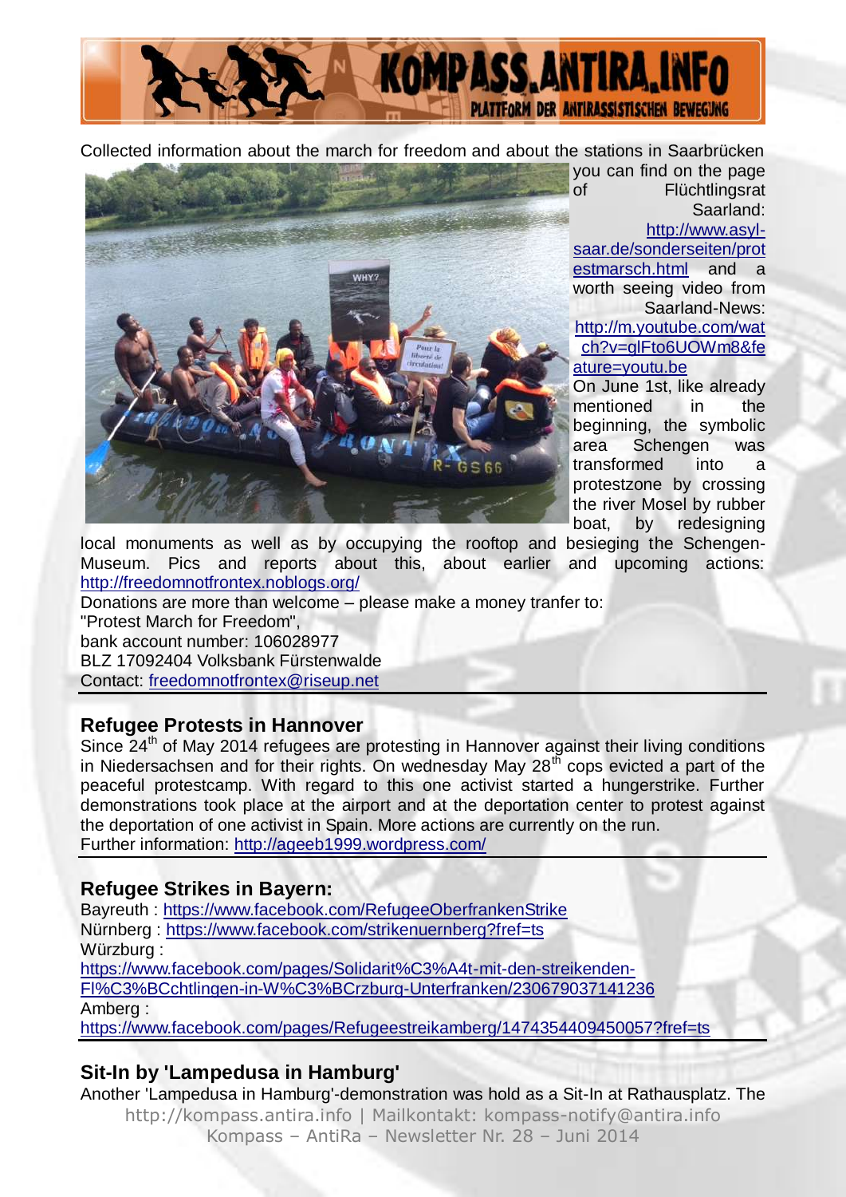Collected information about the march for freedom and about the stations in Saarbrücken you can find on the page of Flüchtlingsrat Saarland: http://www.asyl-saar.de/sonderseiten/protestmarsch.html and a worth seeing video from Saarland-News: http://m.youtube.com/watch?v=glFto6UOWm8&feature=youtu.be

On June 1st, like already mentioned in the beginning, the symbolic area Schengen was transformed into a protestzone by crossing the river Mosel by rubber boat, by redesigning local monuments as well as by occupying the rooftop and besieging the Schengen-Museum. Pics and reports about this, about earlier and upcoming actions: http://freedomnotfrontex.noblogs.org/

Donations are more than welcome – please make a money tranfer to:
"Protest March for Freedom",
bank account number: 106028977
BLZ 17092404 Volksbank Fürstenwalde
Contact: freedomnotfrontex@riseup.net

## Refugee Protests in Hannover

Since 24th of May 2014 refugees are protesting in Hannover against their living conditions in Niedersachsen and for their rights. On wednesday May 28th cops evicted a part of the peaceful protestcamp. With regard to this one activist started a hungerstrike. Further demonstrations took place at the airport and at the deportation center to protest against the deportation of one activist in Spain. More actions are currently on the run.
Further information: http://ageeb1999.wordpress.com/

## Refugee Strikes in Bayern:

Bayreuth : https://www.facebook.com/RefugeeOberfrankenStrike
Nürnberg : https://www.facebook.com/strikenuernberg?fref=ts
Würzburg :
https://www.facebook.com/pages/Solidarit%C3%A4t-mit-den-streikenden-Fl%C3%BCchtlingen-in-W%C3%BCrzburg-Unterfranken/230679037141236
Amberg :
https://www.facebook.com/pages/Refugeestreikamberg/1474354409450057?fref=ts

## Sit-In by 'Lampedusa in Hamburg'

Another 'Lampedusa in Hamburg'-demonstration was hold as a Sit-In at Rathausplatz. The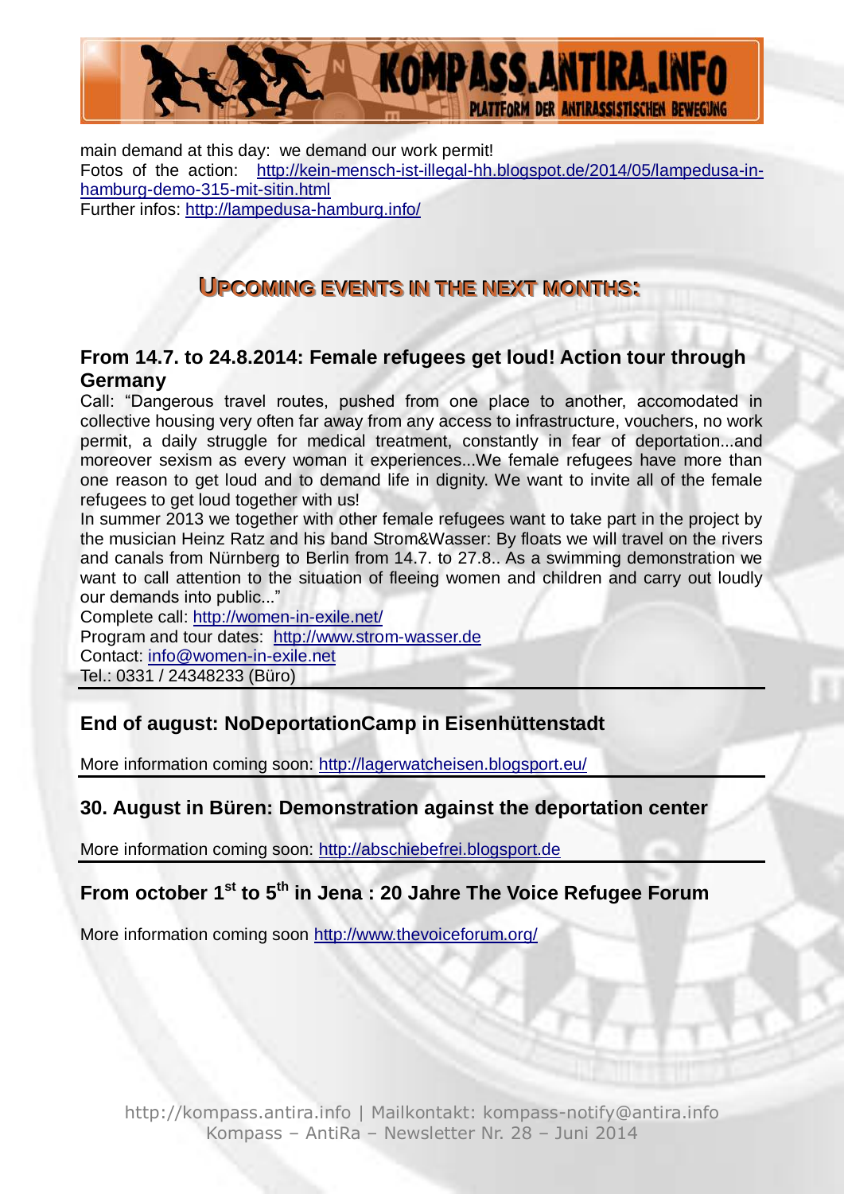main demand at this day: we demand our work permit!
Fotos of the action: http://kein-mensch-ist-illegal-hh.blogspot.de/2014/05/lampedusa-in-hamburg-demo-315-mit-sitin.html
Further infos: http://lampedusa-hamburg.info/

## Upcoming events in the next months:

### From 14.7. to 24.8.2014: Female refugees get loud! Action tour through Germany

Call: "Dangerous travel routes, pushed from one place to another, accomodated in collective housing very often far away from any access to infrastructure, vouchers, no work permit, a daily struggle for medical treatment, constantly in fear of deportation...and moreover sexism as every woman it experiences...We female refugees have more than one reason to get loud and to demand life in dignity. We want to invite all of the female refugees to get loud together with us!
In summer 2013 we together with other female refugees want to take part in the project by the musician Heinz Ratz and his band Strom&Wasser: By floats we will travel on the rivers and canals from Nürnberg to Berlin from 14.7. to 27.8.. As a swimming demonstration we want to call attention to the situation of fleeing women and children and carry out loudly our demands into public..."
Complete call: http://women-in-exile.net/
Program and tour dates: http://www.strom-wasser.de
Contact: info@women-in-exile.net
Tel.: 0331 / 24348233 (Büro)

---

### End of august: NoDeportationCamp in Eisenhüttenstadt

More information coming soon: http://lagerwatcheisen.blogsport.eu/

---

### 30. August in Büren: Demonstration against the deportation center

More information coming soon: http://abschiebefrei.blogsport.de

---

### From october 1st to 5th in Jena : 20 Jahre The Voice Refugee Forum

More information coming soon http://www.thevoiceforum.org/